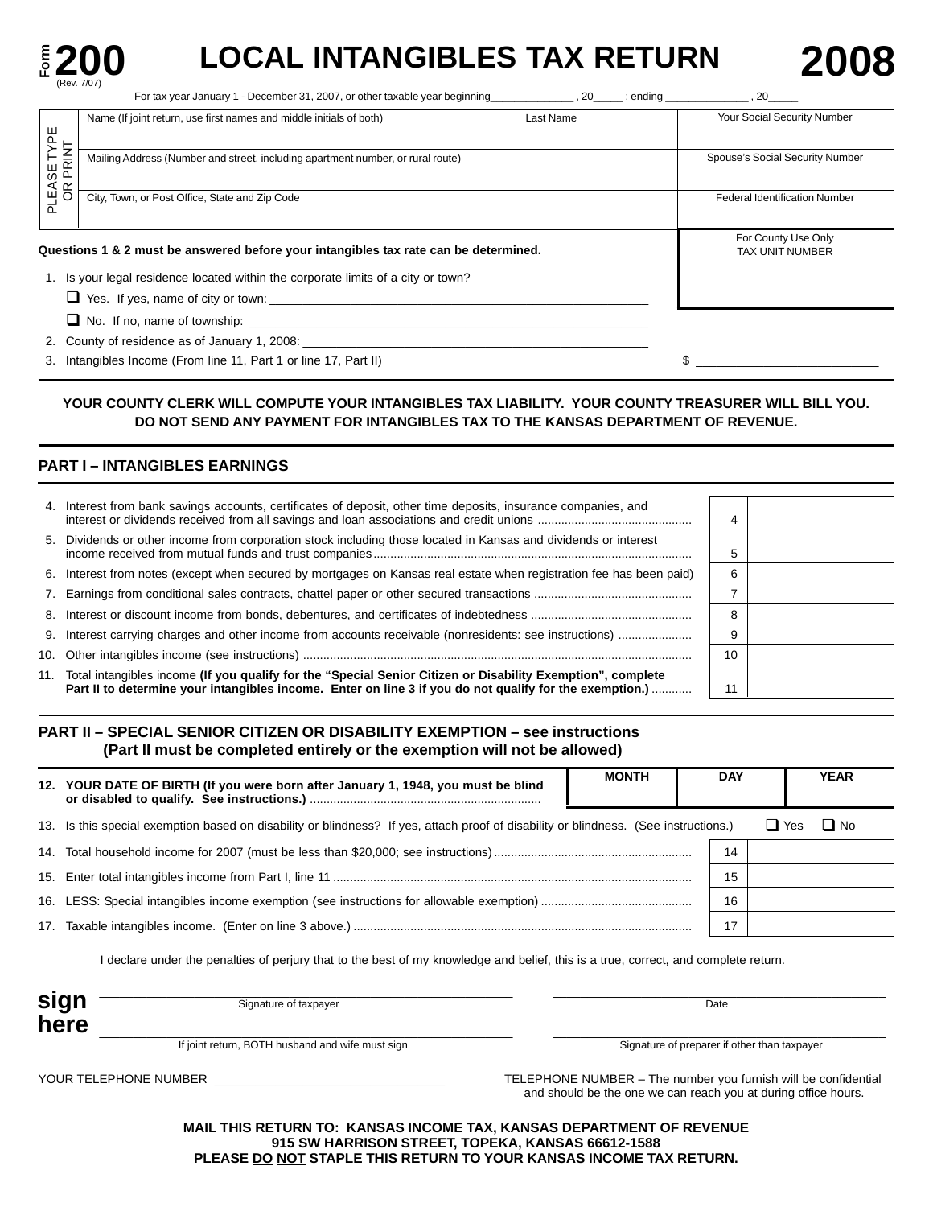# Form 200 LOCAL INTANGIBLES TAX RETURN 2008

(Rev. 7/07)

For tax year January 1 - December 31, 2007, or other taxable year beginning______________ , 20_____ ; ending ______________ , 20_____

PLEASE TYPE OR PRINT

| Name (If joint return, use first names and middle initials of both) Last Name | Your Social Security Number |
|---|---|
| Mailing Address (Number and street, including apartment number, or rural route) | Spouse's Social Security Number |
| City, Town, or Post Office, State and Zip Code | Federal Identification Number |

**Questions 1 & 2 must be answered before your intangibles tax rate can be determined.**

For County Use Only
TAX UNIT NUMBER

1. Is your legal residence located within the corporate limits of a city or town?
   - ❑ Yes. If yes, name of city or town: ______________
   - ❑ No. If no, name of township: ______________
2. County of residence as of January 1, 2008: ______________
3. Intangibles Income (From line 11, Part 1 or line 17, Part II) $ ______________

**YOUR COUNTY CLERK WILL COMPUTE YOUR INTANGIBLES TAX LIABILITY. YOUR COUNTY TREASURER WILL BILL YOU. DO NOT SEND ANY PAYMENT FOR INTANGIBLES TAX TO THE KANSAS DEPARTMENT OF REVENUE.**

## PART I – INTANGIBLES EARNINGS

| | | Line | Amount |
|---|---|---|---|
| 4. | Interest from bank savings accounts, certificates of deposit, other time deposits, insurance companies, and interest or dividends received from all savings and loan associations and credit unions | 4 | |
| 5. | Dividends or other income from corporation stock including those located in Kansas and dividends or interest income received from mutual funds and trust companies | 5 | |
| 6. | Interest from notes (except when secured by mortgages on Kansas real estate when registration fee has been paid) | 6 | |
| 7. | Earnings from conditional sales contracts, chattel paper or other secured transactions | 7 | |
| 8. | Interest or discount income from bonds, debentures, and certificates of indebtedness | 8 | |
| 9. | Interest carrying charges and other income from accounts receivable (nonresidents: see instructions) | 9 | |
| 10. | Other intangibles income (see instructions) | 10 | |
| 11. | Total intangibles income **(If you qualify for the "Special Senior Citizen or Disability Exemption", complete Part II to determine your intangibles income. Enter on line 3 if you do not qualify for the exemption.)** | 11 | |

## PART II – SPECIAL SENIOR CITIZEN OR DISABILITY EXEMPTION – see instructions
### (Part II must be completed entirely or the exemption will not be allowed)

| | | MONTH | DAY | YEAR |
|---|---|---|---|---|
| 12. | **YOUR DATE OF BIRTH (If you were born after January 1, 1948, you must be blind or disabled to qualify. See instructions.)** | | | |

13. Is this special exemption based on disability or blindness? If yes, attach proof of disability or blindness. (See instructions.) ❑ Yes ❑ No

| | | Line | Amount |
|---|---|---|---|
| 14. | Total household income for 2007 (must be less than $20,000; see instructions) | 14 | |
| 15. | Enter total intangibles income from Part I, line 11 | 15 | |
| 16. | LESS: Special intangibles income exemption (see instructions for allowable exemption) | 16 | |
| 17. | Taxable intangibles income. (Enter on line 3 above.) | 17 | |

I declare under the penalties of perjury that to the best of my knowledge and belief, this is a true, correct, and complete return.

**sign here**

______________ Signature of taxpayer ______________ Date

______________ If joint return, BOTH husband and wife must sign ______________ Signature of preparer if other than taxpayer

YOUR TELEPHONE NUMBER ______________

TELEPHONE NUMBER – The number you furnish will be confidential and should be the one we can reach you at during office hours.

**MAIL THIS RETURN TO: KANSAS INCOME TAX, KANSAS DEPARTMENT OF REVENUE**
**915 SW HARRISON STREET, TOPEKA, KANSAS 66612-1588**
**PLEASE DO NOT STAPLE THIS RETURN TO YOUR KANSAS INCOME TAX RETURN.**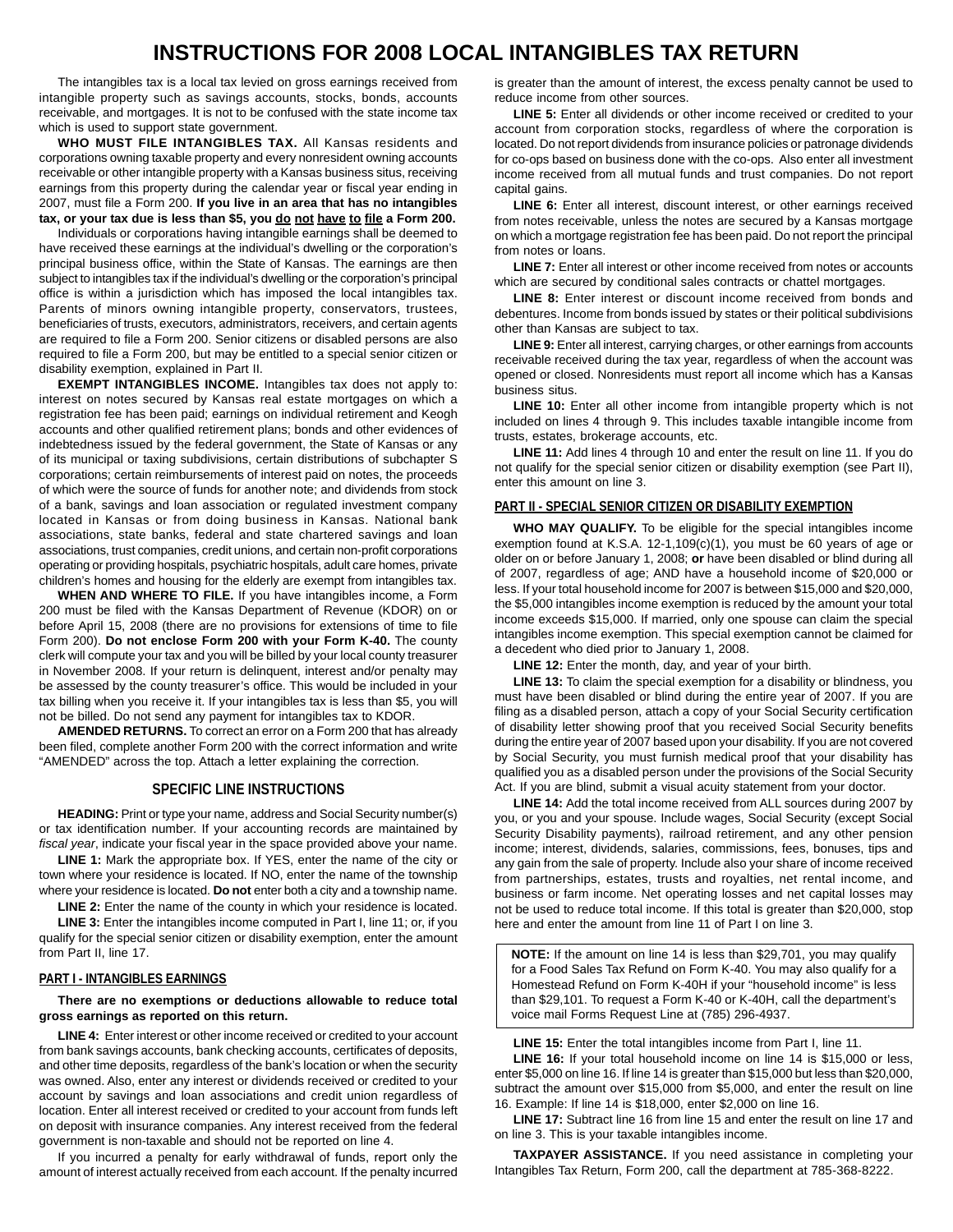# INSTRUCTIONS FOR 2008 LOCAL INTANGIBLES TAX RETURN

The intangibles tax is a local tax levied on gross earnings received from intangible property such as savings accounts, stocks, bonds, accounts receivable, and mortgages. It is not to be confused with the state income tax which is used to support state government.

**WHO MUST FILE INTANGIBLES TAX.** All Kansas residents and corporations owning taxable property and every nonresident owning accounts receivable or other intangible property with a Kansas business situs, receiving earnings from this property during the calendar year or fiscal year ending in 2007, must file a Form 200. **If you live in an area that has no intangibles tax, or your tax due is less than $5, you do not have to file a Form 200.**

Individuals or corporations having intangible earnings shall be deemed to have received these earnings at the individual's dwelling or the corporation's principal business office, within the State of Kansas. The earnings are then subject to intangibles tax if the individual's dwelling or the corporation's principal office is within a jurisdiction which has imposed the local intangibles tax. Parents of minors owning intangible property, conservators, trustees, beneficiaries of trusts, executors, administrators, receivers, and certain agents are required to file a Form 200. Senior citizens or disabled persons are also required to file a Form 200, but may be entitled to a special senior citizen or disability exemption, explained in Part II.

**EXEMPT INTANGIBLES INCOME.** Intangibles tax does not apply to: interest on notes secured by Kansas real estate mortgages on which a registration fee has been paid; earnings on individual retirement and Keogh accounts and other qualified retirement plans; bonds and other evidences of indebtedness issued by the federal government, the State of Kansas or any of its municipal or taxing subdivisions, certain distributions of subchapter S corporations; certain reimbursements of interest paid on notes, the proceeds of which were the source of funds for another note; and dividends from stock of a bank, savings and loan association or regulated investment company located in Kansas or from doing business in Kansas. National bank associations, state banks, federal and state chartered savings and loan associations, trust companies, credit unions, and certain non-profit corporations operating or providing hospitals, psychiatric hospitals, adult care homes, private children's homes and housing for the elderly are exempt from intangibles tax.

**WHEN AND WHERE TO FILE.** If you have intangibles income, a Form 200 must be filed with the Kansas Department of Revenue (KDOR) on or before April 15, 2008 (there are no provisions for extensions of time to file Form 200). **Do not enclose Form 200 with your Form K-40.** The county clerk will compute your tax and you will be billed by your local county treasurer in November 2008. If your return is delinquent, interest and/or penalty may be assessed by the county treasurer's office. This would be included in your tax billing when you receive it. If your intangibles tax is less than $5, you will not be billed. Do not send any payment for intangibles tax to KDOR.

**AMENDED RETURNS.** To correct an error on a Form 200 that has already been filed, complete another Form 200 with the correct information and write "AMENDED" across the top. Attach a letter explaining the correction.

## SPECIFIC LINE INSTRUCTIONS

**HEADING:** Print or type your name, address and Social Security number(s) or tax identification number. If your accounting records are maintained by *fiscal year*, indicate your fiscal year in the space provided above your name.

**LINE 1:** Mark the appropriate box. If YES, enter the name of the city or town where your residence is located. If NO, enter the name of the township where your residence is located. **Do not** enter both a city and a township name.

**LINE 2:** Enter the name of the county in which your residence is located.

**LINE 3:** Enter the intangibles income computed in Part I, line 11; or, if you qualify for the special senior citizen or disability exemption, enter the amount from Part II, line 17.

### PART I - INTANGIBLES EARNINGS

**There are no exemptions or deductions allowable to reduce total gross earnings as reported on this return.**

**LINE 4:** Enter interest or other income received or credited to your account from bank savings accounts, bank checking accounts, certificates of deposits, and other time deposits, regardless of the bank's location or when the security was owned. Also, enter any interest or dividends received or credited to your account by savings and loan associations and credit union regardless of location. Enter all interest received or credited to your account from funds left on deposit with insurance companies. Any interest received from the federal government is non-taxable and should not be reported on line 4.

If you incurred a penalty for early withdrawal of funds, report only the amount of interest actually received from each account. If the penalty incurred is greater than the amount of interest, the excess penalty cannot be used to reduce income from other sources.

**LINE 5:** Enter all dividends or other income received or credited to your account from corporation stocks, regardless of where the corporation is located. Do not report dividends from insurance policies or patronage dividends for co-ops based on business done with the co-ops. Also enter all investment income received from all mutual funds and trust companies. Do not report capital gains.

**LINE 6:** Enter all interest, discount interest, or other earnings received from notes receivable, unless the notes are secured by a Kansas mortgage on which a mortgage registration fee has been paid. Do not report the principal from notes or loans.

**LINE 7:** Enter all interest or other income received from notes or accounts which are secured by conditional sales contracts or chattel mortgages.

**LINE 8:** Enter interest or discount income received from bonds and debentures. Income from bonds issued by states or their political subdivisions other than Kansas are subject to tax.

**LINE 9:** Enter all interest, carrying charges, or other earnings from accounts receivable received during the tax year, regardless of when the account was opened or closed. Nonresidents must report all income which has a Kansas business situs.

**LINE 10:** Enter all other income from intangible property which is not included on lines 4 through 9. This includes taxable intangible income from trusts, estates, brokerage accounts, etc.

**LINE 11:** Add lines 4 through 10 and enter the result on line 11. If you do not qualify for the special senior citizen or disability exemption (see Part II), enter this amount on line 3.

### PART II - SPECIAL SENIOR CITIZEN OR DISABILITY EXEMPTION

**WHO MAY QUALIFY.** To be eligible for the special intangibles income exemption found at K.S.A. 12-1,109(c)(1), you must be 60 years of age or older on or before January 1, 2008; **or** have been disabled or blind during all of 2007, regardless of age; AND have a household income of $20,000 or less. If your total household income for 2007 is between $15,000 and $20,000, the $5,000 intangibles income exemption is reduced by the amount your total income exceeds $15,000. If married, only one spouse can claim the special intangibles income exemption. This special exemption cannot be claimed for a decedent who died prior to January 1, 2008.

**LINE 12:** Enter the month, day, and year of your birth.

**LINE 13:** To claim the special exemption for a disability or blindness, you must have been disabled or blind during the entire year of 2007. If you are filing as a disabled person, attach a copy of your Social Security certification of disability letter showing proof that you received Social Security benefits during the entire year of 2007 based upon your disability. If you are not covered by Social Security, you must furnish medical proof that your disability has qualified you as a disabled person under the provisions of the Social Security Act. If you are blind, submit a visual acuity statement from your doctor.

**LINE 14:** Add the total income received from ALL sources during 2007 by you, or you and your spouse. Include wages, Social Security (except Social Security Disability payments), railroad retirement, and any other pension income; interest, dividends, salaries, commissions, fees, bonuses, tips and any gain from the sale of property. Include also your share of income received from partnerships, estates, trusts and royalties, net rental income, and business or farm income. Net operating losses and net capital losses may not be used to reduce total income. If this total is greater than $20,000, stop here and enter the amount from line 11 of Part I on line 3.

> **NOTE:** If the amount on line 14 is less than $29,701, you may qualify for a Food Sales Tax Refund on Form K-40. You may also qualify for a Homestead Refund on Form K-40H if your "household income" is less than $29,101. To request a Form K-40 or K-40H, call the department's voice mail Forms Request Line at (785) 296-4937.

**LINE 15:** Enter the total intangibles income from Part I, line 11.

**LINE 16:** If your total household income on line 14 is $15,000 or less, enter $5,000 on line 16. If line 14 is greater than $15,000 but less than $20,000, subtract the amount over $15,000 from $5,000, and enter the result on line 16. Example: If line 14 is $18,000, enter $2,000 on line 16.

**LINE 17:** Subtract line 16 from line 15 and enter the result on line 17 and on line 3. This is your taxable intangibles income.

**TAXPAYER ASSISTANCE.** If you need assistance in completing your Intangibles Tax Return, Form 200, call the department at 785-368-8222.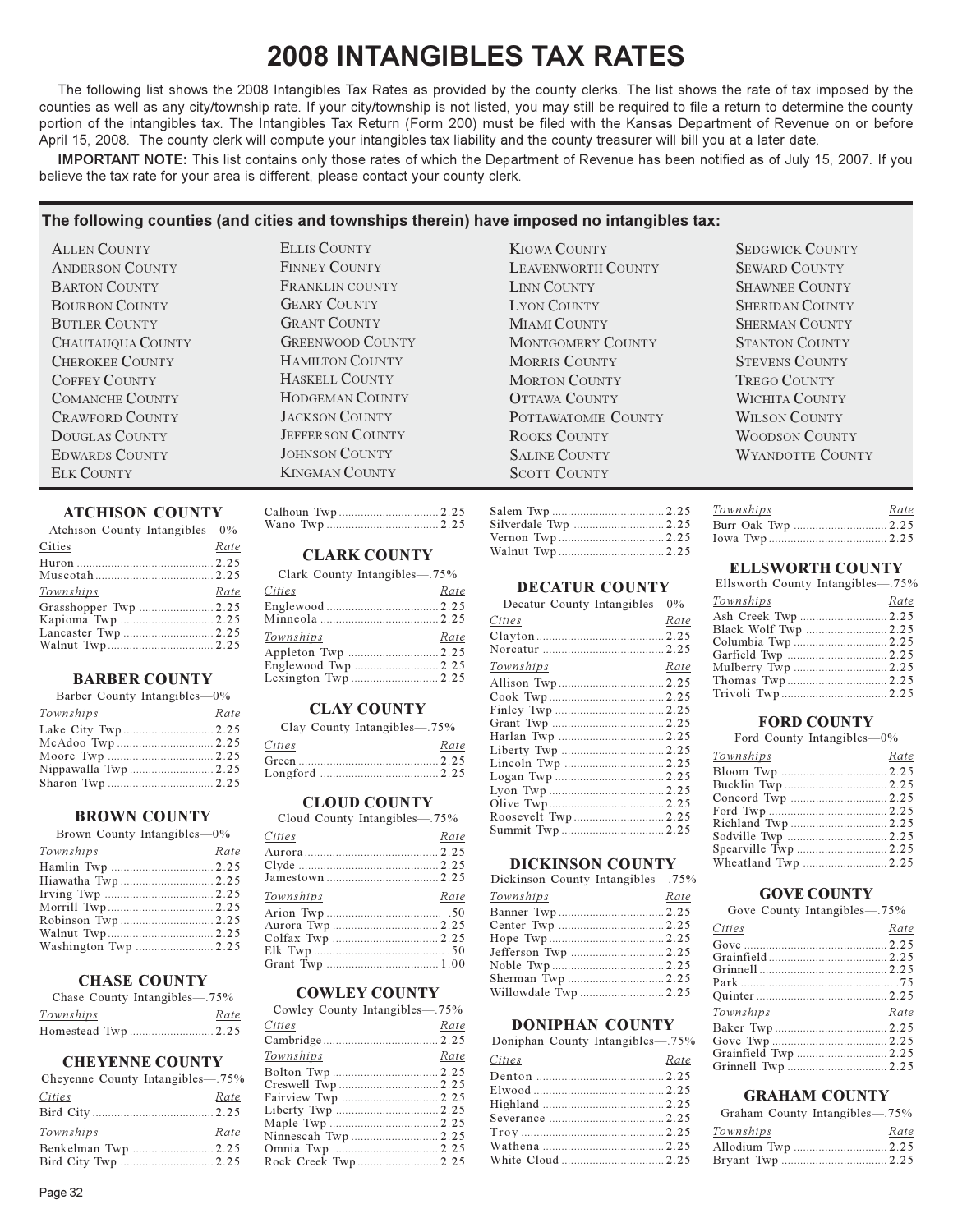# 2008 INTANGIBLES TAX RATES

The following list shows the 2008 Intangibles Tax Rates as provided by the county clerks. The list shows the rate of tax imposed by the counties as well as any city/township rate. If your city/township is not listed, you may still be required to file a return to determine the county portion of the intangibles tax. The Intangibles Tax Return (Form 200) must be filed with the Kansas Department of Revenue on or before April 15, 2008. The county clerk will compute your intangibles tax liability and the county treasurer will bill you at a later date.

**IMPORTANT NOTE:** This list contains only those rates of which the Department of Revenue has been notified as of July 15, 2007. If you believe the tax rate for your area is different, please contact your county clerk.

**The following counties (and cities and townships therein) have imposed no intangibles tax:**

Allen County, Anderson County, Barton County, Bourbon County, Butler County, Chautauqua County, Cherokee County, Coffey County, Comanche County, Crawford County, Douglas County, Edwards County, Elk County, Ellis County, Finney County, Franklin county, Geary County, Grant County, Greenwood County, Hamilton County, Haskell County, Hodgeman County, Jackson County, Jefferson County, Johnson County, Kingman County, Kiowa County, Leavenworth County, Linn County, Lyon County, Miami County, Montgomery County, Morris County, Morton County, Ottawa County, Pottawatomie County, Rooks County, Saline County, Scott County, Sedgwick County, Seward County, Shawnee County, Sheridan County, Sherman County, Stanton County, Stevens County, Trego County, Wichita County, Wilson County, Woodson County, Wyandotte County

### ATCHISON COUNTY

Atchison County Intangibles—0%

| Cities | Rate |
|---|---|
| Huron | 2.25 |
| Muscotah | 2.25 |

| Townships | Rate |
|---|---|
| Grasshopper Twp | 2.25 |
| Kapioma Twp | 2.25 |
| Lancaster Twp | 2.25 |
| Walnut Twp | 2.25 |

### BARBER COUNTY

Barber County Intangibles—0%

| Townships | Rate |
|---|---|
| Lake City Twp | 2.25 |
| McAdoo Twp | 2.25 |
| Moore Twp | 2.25 |
| Nippawalla Twp | 2.25 |
| Sharon Twp | 2.25 |

### BROWN COUNTY

Brown County Intangibles—0%

| Townships | Rate |
|---|---|
| Hamlin Twp | 2.25 |
| Hiawatha Twp | 2.25 |
| Irving Twp | 2.25 |
| Morrill Twp | 2.25 |
| Robinson Twp | 2.25 |
| Walnut Twp | 2.25 |
| Washington Twp | 2.25 |

### CHASE COUNTY

Chase County Intangibles—.75%

| Townships | Rate |
|---|---|
| Homestead Twp | 2.25 |

### CHEYENNE COUNTY

Cheyenne County Intangibles—.75%

| Cities | Rate |
|---|---|
| Bird City | 2.25 |

| Townships | Rate |
|---|---|
| Benkelman Twp | 2.25 |
| Bird City Twp | 2.25 |
| Calhoun Twp | 2.25 |
| Wano Twp | 2.25 |

### CLARK COUNTY

Clark County Intangibles—.75%

| Cities | Rate |
|---|---|
| Englewood | 2.25 |
| Minneola | 2.25 |

| Townships | Rate |
|---|---|
| Appleton Twp | 2.25 |
| Englewood Twp | 2.25 |
| Lexington Twp | 2.25 |

### CLAY COUNTY

Clay County Intangibles—.75%

| Cities | Rate |
|---|---|
| Green | 2.25 |
| Longford | 2.25 |

### CLOUD COUNTY

Cloud County Intangibles—.75%

| Cities | Rate |
|---|---|
| Aurora | 2.25 |
| Clyde | 2.25 |
| Jamestown | 2.25 |

| Townships | Rate |
|---|---|
| Arion Twp | .50 |
| Aurora Twp | 2.25 |
| Colfax Twp | 2.25 |
| Elk Twp | .50 |
| Grant Twp | 1.00 |

### COWLEY COUNTY

Cowley County Intangibles—.75%

| Cities | Rate |
|---|---|
| Cambridge | 2.25 |

| Townships | Rate |
|---|---|
| Bolton Twp | 2.25 |
| Creswell Twp | 2.25 |
| Fairview Twp | 2.25 |
| Liberty Twp | 2.25 |
| Maple Twp | 2.25 |
| Ninnescah Twp | 2.25 |
| Omnia Twp | 2.25 |
| Rock Creek Twp | 2.25 |
| Salem Twp | 2.25 |
| Silverdale Twp | 2.25 |
| Vernon Twp | 2.25 |
| Walnut Twp | 2.25 |

### DECATUR COUNTY

Decatur County Intangibles—0%

| Cities | Rate |
|---|---|
| Clayton | 2.25 |
| Norcatur | 2.25 |

| Townships | Rate |
|---|---|
| Allison Twp | 2.25 |
| Cook Twp | 2.25 |
| Finley Twp | 2.25 |
| Grant Twp | 2.25 |
| Harlan Twp | 2.25 |
| Liberty Twp | 2.25 |
| Lincoln Twp | 2.25 |
| Logan Twp | 2.25 |
| Lyon Twp | 2.25 |
| Olive Twp | 2.25 |
| Roosevelt Twp | 2.25 |
| Summit Twp | 2.25 |

### DICKINSON COUNTY

Dickinson County Intangibles—.75%

| Townships | Rate |
|---|---|
| Banner Twp | 2.25 |
| Center Twp | 2.25 |
| Hope Twp | 2.25 |
| Jefferson Twp | 2.25 |
| Noble Twp | 2.25 |
| Sherman Twp | 2.25 |
| Willowdale Twp | 2.25 |

### DONIPHAN COUNTY

Doniphan County Intangibles—.75%

| Cities | Rate |
|---|---|
| Denton | 2.25 |
| Elwood | 2.25 |
| Highland | 2.25 |
| Severance | 2.25 |
| Troy | 2.25 |
| Wathena | 2.25 |
| White Cloud | 2.25 |

| Townships | Rate |
|---|---|
| Burr Oak Twp | 2.25 |
| Iowa Twp | 2.25 |

### ELLSWORTH COUNTY

Ellsworth County Intangibles—.75%

| Townships | Rate |
|---|---|
| Ash Creek Twp | 2.25 |
| Black Wolf Twp | 2.25 |
| Columbia Twp | 2.25 |
| Garfield Twp | 2.25 |
| Mulberry Twp | 2.25 |
| Thomas Twp | 2.25 |
| Trivoli Twp | 2.25 |

### FORD COUNTY

Ford County Intangibles—0%

| Townships | Rate |
|---|---|
| Bloom Twp | 2.25 |
| Bucklin Twp | 2.25 |
| Concord Twp | 2.25 |
| Ford Twp | 2.25 |
| Richland Twp | 2.25 |
| Sodville Twp | 2.25 |
| Spearville Twp | 2.25 |
| Wheatland Twp | 2.25 |

### GOVE COUNTY

Gove County Intangibles—.75%

| Cities | Rate |
|---|---|
| Gove | 2.25 |
| Grainfield | 2.25 |
| Grinnell | 2.25 |
| Park | .75 |
| Quinter | 2.25 |

| Townships | Rate |
|---|---|
| Baker Twp | 2.25 |
| Gove Twp | 2.25 |
| Grainfield Twp | 2.25 |
| Grinnell Twp | 2.25 |

### GRAHAM COUNTY

Graham County Intangibles—.75%

| Townships | Rate |
|---|---|
| Allodium Twp | 2.25 |
| Bryant Twp | 2.25 |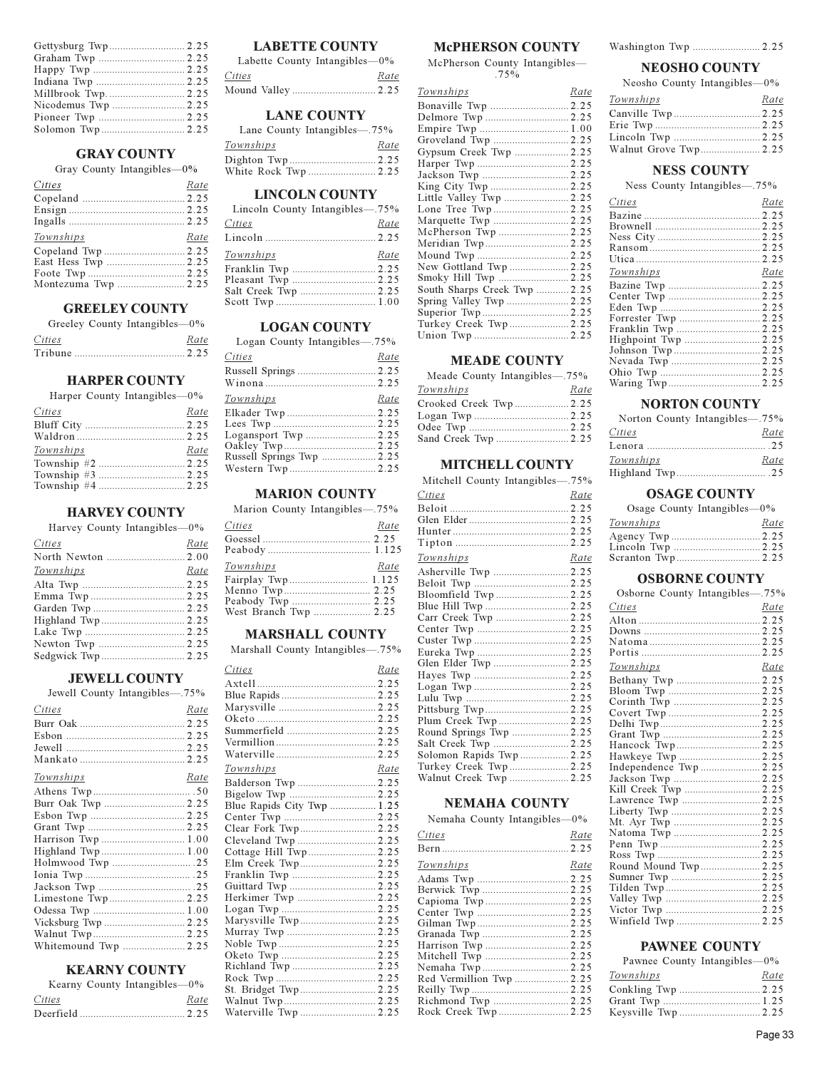| | |
|---|---|
| Gettysburg Twp | 2.25 |
| Graham Twp | 2.25 |
| Happy Twp | 2.25 |
| Indiana Twp | 2.25 |
| Millbrook Twp | 2.25 |
| Nicodemus Twp | 2.25 |
| Pioneer Twp | 2.25 |
| Solomon Twp | 2.25 |

## GRAY COUNTY

Gray County Intangibles—0%

| *Cities* | *Rate* |
|---|---|
| Copeland | 2.25 |
| Ensign | 2.25 |
| Ingalls | 2.25 |
| *Townships* | *Rate* |
| Copeland Twp | 2.25 |
| East Hess Twp | 2.25 |
| Foote Twp | 2.25 |
| Montezuma Twp | 2.25 |

## GREELEY COUNTY

Greeley County Intangibles—0%

| *Cities* | *Rate* |
|---|---|
| Tribune | 2.25 |

## HARPER COUNTY

Harper County Intangibles—0%

| *Cities* | *Rate* |
|---|---|
| Bluff City | 2.25 |
| Waldron | 2.25 |
| *Townships* | *Rate* |
| Township #2 | 2.25 |
| Township #3 | 2.25 |
| Township #4 | 2.25 |

## HARVEY COUNTY

Harvey County Intangibles—0%

| *Cities* | *Rate* |
|---|---|
| North Newton | 2.00 |
| *Townships* | *Rate* |
| Alta Twp | 2.25 |
| Emma Twp | 2.25 |
| Garden Twp | 2.25 |
| Highland Twp | 2.25 |
| Lake Twp | 2.25 |
| Newton Twp | 2.25 |
| Sedgwick Twp | 2.25 |

## JEWELL COUNTY

Jewell County Intangibles—.75%

| *Cities* | *Rate* |
|---|---|
| Burr Oak | 2.25 |
| Esbon | 2.25 |
| Jewell | 2.25 |
| Mankato | 2.25 |
| *Townships* | *Rate* |
| Athens Twp | .50 |
| Burr Oak Twp | 2.25 |
| Esbon Twp | 2.25 |
| Grant Twp | 2.25 |
| Harrison Twp | 1.00 |
| Highland Twp | 1.00 |
| Holmwood Twp | .25 |
| Ionia Twp | .25 |
| Jackson Twp | .25 |
| Limestone Twp | 2.25 |
| Odessa Twp | 1.00 |
| Vicksburg Twp | 2.25 |
| Walnut Twp | 2.25 |
| Whitemound Twp | 2.25 |

## KEARNY COUNTY

Kearny County Intangibles—0%

| *Cities* | *Rate* |
|---|---|
| Deerfield | 2.25 |

## LABETTE COUNTY

Labette County Intangibles—0%

| *Cities* | *Rate* |
|---|---|
| Mound Valley | 2.25 |

## LANE COUNTY

Lane County Intangibles—.75%

| *Townships* | *Rate* |
|---|---|
| Dighton Twp | 2.25 |
| White Rock Twp | 2.25 |

## LINCOLN COUNTY

Lincoln County Intangibles—.75%

| *Cities* | *Rate* |
|---|---|
| Lincoln | 2.25 |
| *Townships* | *Rate* |
| Franklin Twp | 2.25 |
| Pleasant Twp | 2.25 |
| Salt Creek Twp | 2.25 |
| Scott Twp | 1.00 |

## LOGAN COUNTY

Logan County Intangibles—.75%

| *Cities* | *Rate* |
|---|---|
| Russell Springs | 2.25 |
| Winona | 2.25 |
| *Townships* | *Rate* |
| Elkader Twp | 2.25 |
| Lees Twp | 2.25 |
| Logansport Twp | 2.25 |
| Oakley Twp | 2.25 |
| Russell Springs Twp | 2.25 |
| Western Twp | 2.25 |

## MARION COUNTY

Marion County Intangibles—.75%

| *Cities* | *Rate* |
|---|---|
| Goessel | 2.25 |
| Peabody | 1.125 |
| *Townships* | *Rate* |
| Fairplay Twp | 1.125 |
| Menno Twp | 2.25 |
| Peabody Twp | 2.25 |
| West Branch Twp | 2.25 |

## MARSHALL COUNTY

Marshall County Intangibles—.75%

| *Cities* | *Rate* |
|---|---|
| Axtell | 2.25 |
| Blue Rapids | 2.25 |
| Marysville | 2.25 |
| Oketo | 2.25 |
| Summerfield | 2.25 |
| Vermillion | 2.25 |
| Waterville | 2.25 |
| *Townships* | *Rate* |
| Balderson Twp | 2.25 |
| Bigelow Twp | 2.25 |
| Blue Rapids City Twp | 1.25 |
| Center Twp | 2.25 |
| Clear Fork Twp | 2.25 |
| Cleveland Twp | 2.25 |
| Cottage Hill Twp | 2.25 |
| Elm Creek Twp | 2.25 |
| Franklin Twp | 2.25 |
| Guittard Twp | 2.25 |
| Herkimer Twp | 2.25 |
| Logan Twp | 2.25 |
| Marysville Twp | 2.25 |
| Murray Twp | 2.25 |
| Noble Twp | 2.25 |
| Oketo Twp | 2.25 |
| Richland Twp | 2.25 |
| Rock Twp | 2.25 |
| St. Bridget Twp | 2.25 |
| Walnut Twp | 2.25 |
| Waterville Twp | 2.25 |

## McPHERSON COUNTY

McPherson County Intangibles—.75%

| *Townships* | *Rate* |
|---|---|
| Bonaville Twp | 2.25 |
| Delmore Twp | 2.25 |
| Empire Twp | 1.00 |
| Groveland Twp | 2.25 |
| Gypsum Creek Twp | 2.25 |
| Harper Twp | 2.25 |
| Jackson Twp | 2.25 |
| King City Twp | 2.25 |
| Little Valley Twp | 2.25 |
| Lone Tree Twp | 2.25 |
| Marquette Twp | 2.25 |
| McPherson Twp | 2.25 |
| Meridian Twp | 2.25 |
| Mound Twp | 2.25 |
| New Gottland Twp | 2.25 |
| Smoky Hill Twp | 2.25 |
| South Sharps Creek Twp | 2.25 |
| Spring Valley Twp | 2.25 |
| Superior Twp | 2.25 |
| Turkey Creek Twp | 2.25 |
| Union Twp | 2.25 |

## MEADE COUNTY

Meade County Intangibles—.75%

| *Townships* | *Rate* |
|---|---|
| Crooked Creek Twp | 2.25 |
| Logan Twp | 2.25 |
| Odee Twp | 2.25 |
| Sand Creek Twp | 2.25 |

## MITCHELL COUNTY

Mitchell County Intangibles—.75%

| *Cities* | *Rate* |
|---|---|
| Beloit | 2.25 |
| Glen Elder | 2.25 |
| Hunter | 2.25 |
| Tipton | 2.25 |
| *Townships* | *Rate* |
| Asherville Twp | 2.25 |
| Beloit Twp | 2.25 |
| Bloomfield Twp | 2.25 |
| Blue Hill Twp | 2.25 |
| Carr Creek Twp | 2.25 |
| Center Twp | 2.25 |
| Custer Twp | 2.25 |
| Eureka Twp | 2.25 |
| Glen Elder Twp | 2.25 |
| Hayes Twp | 2.25 |
| Logan Twp | 2.25 |
| Lulu Twp | 2.25 |
| Pittsburg Twp | 2.25 |
| Plum Creek Twp | 2.25 |
| Round Springs Twp | 2.25 |
| Salt Creek Twp | 2.25 |
| Solomon Rapids Twp | 2.25 |
| Turkey Creek Twp | 2.25 |
| Walnut Creek Twp | 2.25 |

## NEMAHA COUNTY

Nemaha County Intangibles—0%

| *Cities* | *Rate* |
|---|---|
| Bern | 2.25 |
| *Townships* | *Rate* |
| Adams Twp | 2.25 |
| Berwick Twp | 2.25 |
| Capioma Twp | 2.25 |
| Center Twp | 2.25 |
| Gilman Twp | 2.25 |
| Granada Twp | 2.25 |
| Harrison Twp | 2.25 |
| Mitchell Twp | 2.25 |
| Nemaha Twp | 2.25 |
| Red Vermillion Twp | 2.25 |
| Reilly Twp | 2.25 |
| Richmond Twp | 2.25 |
| Rock Creek Twp | 2.25 |
| Washington Twp | 2.25 |

## NEOSHO COUNTY

Neosho County Intangibles—0%

| *Townships* | *Rate* |
|---|---|
| Canville Twp | 2.25 |
| Erie Twp | 2.25 |
| Lincoln Twp | 2.25 |
| Walnut Grove Twp | 2.25 |

## NESS COUNTY

Ness County Intangibles—.75%

| *Cities* | *Rate* |
|---|---|
| Bazine | 2.25 |
| Brownell | 2.25 |
| Ness City | 2.25 |
| Ransom | 2.25 |
| Utica | 2.25 |
| *Townships* | *Rate* |
| Bazine Twp | 2.25 |
| Center Twp | 2.25 |
| Eden Twp | 2.25 |
| Forrester Twp | 2.25 |
| Franklin Twp | 2.25 |
| Highpoint Twp | 2.25 |
| Johnson Twp | 2.25 |
| Nevada Twp | 2.25 |
| Ohio Twp | 2.25 |
| Waring Twp | 2.25 |

## NORTON COUNTY

Norton County Intangibles—.75%

| *Cities* | *Rate* |
|---|---|
| Lenora | .25 |
| *Townships* | *Rate* |
| Highland Twp | .25 |

## OSAGE COUNTY

Osage County Intangibles—0%

| *Townships* | *Rate* |
|---|---|
| Agency Twp | 2.25 |
| Lincoln Twp | 2.25 |
| Scranton Twp | 2.25 |

## OSBORNE COUNTY

Osborne County Intangibles—.75%

| *Cities* | *Rate* |
|---|---|
| Alton | 2.25 |
| Downs | 2.25 |
| Natoma | 2.25 |
| Portis | 2.25 |
| *Townships* | *Rate* |
| Bethany Twp | 2.25 |
| Bloom Twp | 2.25 |
| Corinth Twp | 2.25 |
| Covert Twp | 2.25 |
| Delhi Twp | 2.25 |
| Grant Twp | 2.25 |
| Hancock Twp | 2.25 |
| Hawkeye Twp | 2.25 |
| Independence Twp | 2.25 |
| Jackson Twp | 2.25 |
| Kill Creek Twp | 2.25 |
| Lawrence Twp | 2.25 |
| Liberty Twp | 2.25 |
| Mt. Ayr Twp | 2.25 |
| Natoma Twp | 2.25 |
| Penn Twp | 2.25 |
| Ross Twp | 2.25 |
| Round Mound Twp | 2.25 |
| Sumner Twp | 2.25 |
| Tilden Twp | 2.25 |
| Valley Twp | 2.25 |
| Victor Twp | 2.25 |
| Winfield Twp | 2.25 |

## PAWNEE COUNTY

Pawnee County Intangibles—0%

| *Townships* | *Rate* |
|---|---|
| Conkling Twp | 2.25 |
| Grant Twp | 1.25 |
| Keysville Twp | 2.25 |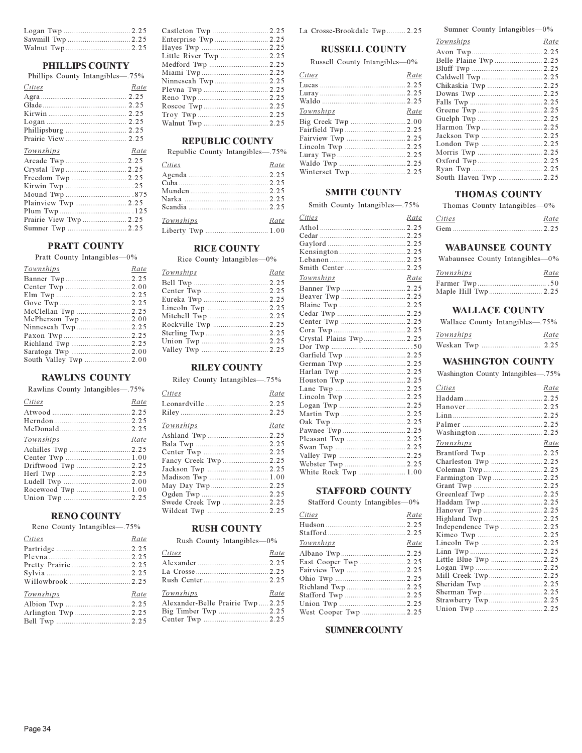| | |
|---|---|
| Logan Twp | 2.25 |
| Sawmill Twp | 2.25 |
| Walnut Twp | 2.25 |

## PHILLIPS COUNTY

Phillips County Intangibles—.75%

| Cities | Rate |
|---|---|
| Agra | 2.25 |
| Glade | 2.25 |
| Kirwin | 2.25 |
| Logan | 2.25 |
| Phillipsburg | 2.25 |
| Prairie View | 2.25 |

| Townships | Rate |
|---|---|
| Arcade Twp | 2.25 |
| Crystal Twp | 2.25 |
| Freedom Twp | 2.25 |
| Kirwin Twp | .25 |
| Mound Twp | .875 |
| Plainview Twp | 2.25 |
| Plum Twp | .125 |
| Prairie View Twp | 2.25 |
| Sumner Twp | 2.25 |

## PRATT COUNTY

Pratt County Intangibles—0%

| Townships | Rate |
|---|---|
| Banner Twp | 2.25 |
| Center Twp | 2.00 |
| Elm Twp | 2.25 |
| Gove Twp | 2.25 |
| McClellan Twp | 2.25 |
| McPherson Twp | 2.00 |
| Ninnescah Twp | 2.25 |
| Paxton Twp | 2.25 |
| Richland Twp | 2.25 |
| Saratoga Twp | 2.00 |
| South Valley Twp | 2.00 |

## RAWLINS COUNTY

Rawlins County Intangibles—.75%

| Cities | Rate |
|---|---|
| Atwood | 2.25 |
| Herndon | 2.25 |
| McDonald | 2.25 |

| Townships | Rate |
|---|---|
| Achilles Twp | 2.25 |
| Center Twp | 1.00 |
| Driftwood Twp | 2.25 |
| Herl Twp | 2.25 |
| Ludell Twp | 2.00 |
| Rocewood Twp | 1.00 |
| Union Twp | 2.25 |

## RENO COUNTY

Reno County Intangibles—.75%

| Cities | Rate |
|---|---|
| Partridge | 2.25 |
| Plevna | 2.25 |
| Pretty Prairie | 2.25 |
| Sylvia | 2.25 |
| Willowbrook | 2.25 |

| Townships | Rate |
|---|---|
| Albion Twp | 2.25 |
| Arlington Twp | 2.25 |
| Bell Twp | 2.25 |
| Castleton Twp | 2.25 |
| Enterprise Twp | 2.25 |
| Hayes Twp | 2.25 |
| Little River Twp | 2.25 |
| Medford Twp | 2.25 |
| Miami Twp | 2.25 |
| Ninnescah Twp | 2.25 |
| Plevna Twp | 2.25 |
| Reno Twp | 2.25 |
| Roscoe Twp | 2.25 |
| Troy Twp | 2.25 |
| Walnut Twp | 2.25 |

## REPUBLIC COUNTY

Republic County Intangibles—.75%

| Cities | Rate |
|---|---|
| Agenda | 2.25 |
| Cuba | 2.25 |
| Munden | 2.25 |
| Narka | 2.25 |
| Scandia | 2.25 |

| Townships | Rate |
|---|---|
| Liberty Twp | 1.00 |

## RICE COUNTY

Rice County Intangibles—0%

| Townships | Rate |
|---|---|
| Bell Twp | 2.25 |
| Center Twp | 2.25 |
| Eureka Twp | 2.25 |
| Lincoln Twp | 2.25 |
| Mitchell Twp | 2.25 |
| Rockville Twp | 2.25 |
| Sterling Twp | 2.25 |
| Union Twp | 2.25 |
| Valley Twp | 2.25 |

## RILEY COUNTY

Riley County Intangibles—.75%

| Cities | Rate |
|---|---|
| Leonardville | 2.25 |
| Riley | 2.25 |

| Townships | Rate |
|---|---|
| Ashland Twp | 2.25 |
| Bala Twp | 2.25 |
| Center Twp | 2.25 |
| Fancy Creek Twp | 2.25 |
| Jackson Twp | 2.25 |
| Madison Twp | 1.00 |
| May Day Twp | 2.25 |
| Ogden Twp | 2.25 |
| Swede Creek Twp | 2.25 |
| Wildcat Twp | 2.25 |

## RUSH COUNTY

Rush County Intangibles—0%

| Cities | Rate |
|---|---|
| Alexander | 2.25 |
| La Crosse | 2.25 |
| Rush Center | 2.25 |

| Townships | Rate |
|---|---|
| Alexander-Belle Prairie Twp | 2.25 |
| Big Timber Twp | 2.25 |
| Center Twp | 2.25 |
| La Crosse-Brookdale Twp | 2.25 |

## RUSSELL COUNTY

Russell County Intangibles—0%

| Cities | Rate |
|---|---|
| Lucas | 2.25 |
| Luray | 2.25 |
| Waldo | 2.25 |

| Townships | Rate |
|---|---|
| Big Creek Twp | 2.00 |
| Fairfield Twp | 2.25 |
| Fairview Twp | 2.25 |
| Lincoln Twp | 2.25 |
| Luray Twp | 2.25 |
| Waldo Twp | 2.25 |
| Winterset Twp | 2.25 |

## SMITH COUNTY

Smith County Intangibles—.75%

| Cities | Rate |
|---|---|
| Athol | 2.25 |
| Cedar | 2.25 |
| Gaylord | 2.25 |
| Kensington | 2.25 |
| Lebanon | 2.25 |
| Smith Center | 2.25 |

| Townships | Rate |
|---|---|
| Banner Twp | 2.25 |
| Beaver Twp | 2.25 |
| Blaine Twp | 2.25 |
| Cedar Twp | 2.25 |
| Center Twp | 2.25 |
| Cora Twp | 2.25 |
| Crystal Plains Twp | 2.25 |
| Dor Twp | .50 |
| Garfield Twp | 2.25 |
| German Twp | 2.25 |
| Harlan Twp | 2.25 |
| Houston Twp | 2.25 |
| Lane Twp | 2.25 |
| Lincoln Twp | 2.25 |
| Logan Twp | 2.25 |
| Martin Twp | 2.25 |
| Oak Twp | 2.25 |
| Pawnee Twp | 2.25 |
| Pleasant Twp | 2.25 |
| Swan Twp | 2.25 |
| Valley Twp | 2.25 |
| Webster Twp | 2.25 |
| White Rock Twp | 1.00 |

## STAFFORD COUNTY

Stafford County Intangibles—0%

| Cities | Rate |
|---|---|
| Hudson | 2.25 |
| Stafford | 2.25 |

| Townships | Rate |
|---|---|
| Albano Twp | 2.25 |
| East Cooper Twp | 2.25 |
| Fairview Twp | 2.25 |
| Ohio Twp | 2.25 |
| Richland Twp | 2.25 |
| Stafford Twp | 2.25 |
| Union Twp | 2.25 |
| West Cooper Twp | 2.25 |

## SUMNER COUNTY

Sumner County Intangibles—0%

| Townships | Rate |
|---|---|
| Avon Twp | 2.25 |
| Belle Plaine Twp | 2.25 |
| Bluff Twp | 2.25 |
| Caldwell Twp | 2.25 |
| Chikaskia Twp | 2.25 |
| Downs Twp | 2.25 |
| Falls Twp | 2.25 |
| Greene Twp | 2.25 |
| Guelph Twp | 2.25 |
| Harmon Twp | 2.25 |
| Jackson Twp | 2.25 |
| London Twp | 2.25 |
| Morris Twp | 2.25 |
| Oxford Twp | 2.25 |
| Ryan Twp | 2.25 |
| South Haven Twp | 2.25 |

## THOMAS COUNTY

Thomas County Intangibles—0%

| Cities | Rate |
|---|---|
| Gem | 2.25 |

## WABAUNSEE COUNTY

Wabaunsee County Intangibles—0%

| Townships | Rate |
|---|---|
| Farmer Twp | .50 |
| Maple Hill Twp | 2.25 |

## WALLACE COUNTY

Wallace County Intangibles—.75%

| Townships | Rate |
|---|---|
| Weskan Twp | 2.25 |

## WASHINGTON COUNTY

Washington County Intangibles—.75%

| Cities | Rate |
|---|---|
| Haddam | 2.25 |
| Hanover | 2.25 |
| Linn | 2.25 |
| Palmer | 2.25 |
| Washington | 2.25 |

| Townships | Rate |
|---|---|
| Brantford Twp | 2.25 |
| Charleston Twp | 2.25 |
| Coleman Twp | 2.25 |
| Farmington Twp | 2.25 |
| Grant Twp | 2.25 |
| Greenleaf Twp | 2.25 |
| Haddam Twp | 2.25 |
| Hanover Twp | 2.25 |
| Highland Twp | 2.25 |
| Independence Twp | 2.25 |
| Kimeo Twp | 2.25 |
| Lincoln Twp | 2.25 |
| Linn Twp | 2.25 |
| Little Blue Twp | 2.25 |
| Logan Twp | 2.25 |
| Mill Creek Twp | 2.25 |
| Sheridan Twp | 2.25 |
| Sherman Twp | 2.25 |
| Strawberry Twp | 2.25 |
| Union Twp | 2.25 |